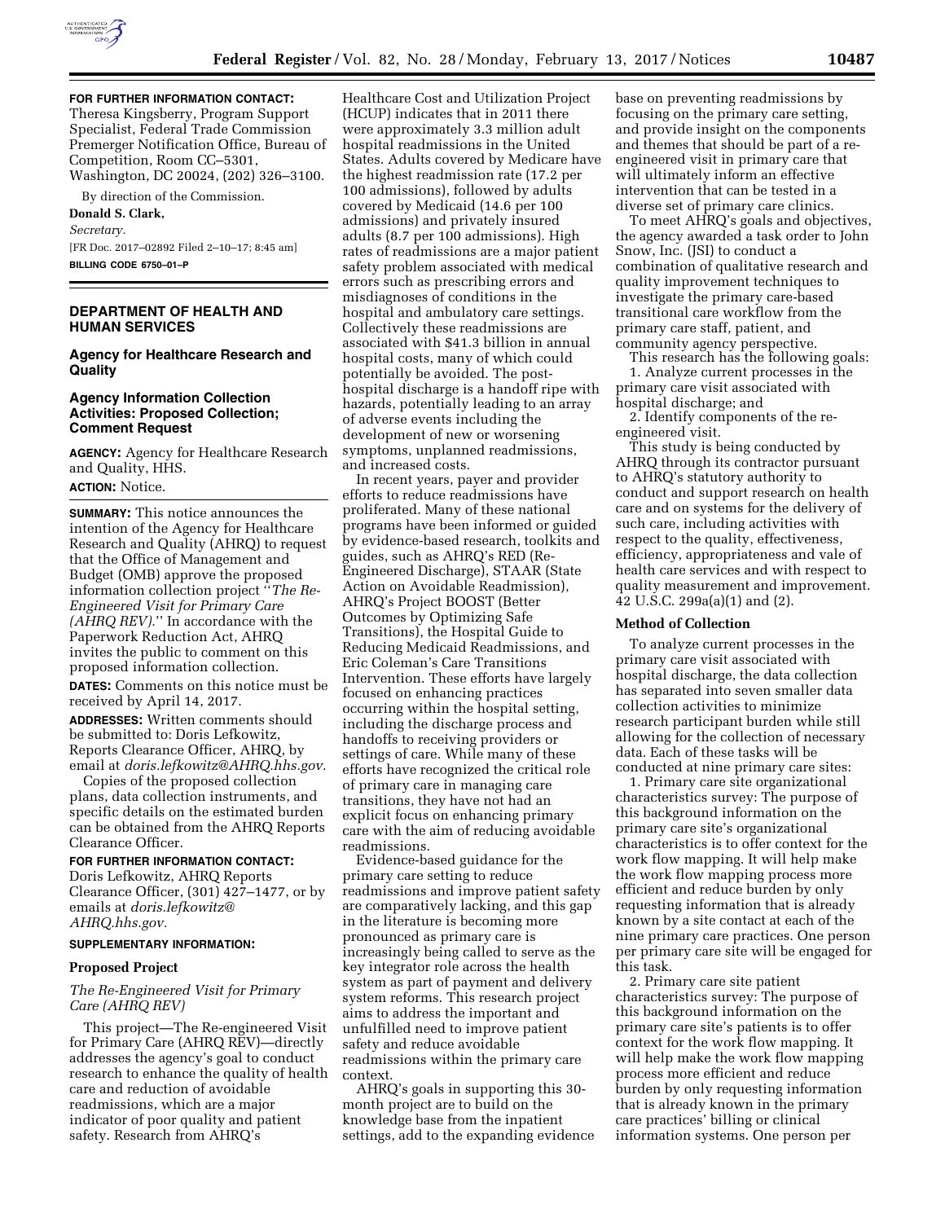**FOR FURTHER INFORMATION CONTACT:** Theresa Kingsberry, Program Support Specialist, Federal Trade Commission Premerger Notification Office, Bureau of Competition, Room CC–5301, Washington, DC 20024, (202) 326–3100.

By direction of the Commission.

**Donald S. Clark,**

*Secretary.*

[FR Doc. 2017–02892 Filed 2–10–17; 8:45 am]

**BILLING CODE 6750–01–P**

## DEPARTMENT OF HEALTH AND HUMAN SERVICES

### Agency for Healthcare Research and Quality

### Agency Information Collection Activities: Proposed Collection; Comment Request

**AGENCY:** Agency for Healthcare Research and Quality, HHS.

**ACTION:** Notice.

**SUMMARY:** This notice announces the intention of the Agency for Healthcare Research and Quality (AHRQ) to request that the Office of Management and Budget (OMB) approve the proposed information collection project ''*The Re-Engineered Visit for Primary Care (AHRQ REV).*'' In accordance with the Paperwork Reduction Act, AHRQ invites the public to comment on this proposed information collection.

**DATES:** Comments on this notice must be received by April 14, 2017.

**ADDRESSES:** Written comments should be submitted to: Doris Lefkowitz, Reports Clearance Officer, AHRQ, by email at *doris.lefkowitz@AHRQ.hhs.gov.*

Copies of the proposed collection plans, data collection instruments, and specific details on the estimated burden can be obtained from the AHRQ Reports Clearance Officer.

**FOR FURTHER INFORMATION CONTACT:** Doris Lefkowitz, AHRQ Reports Clearance Officer, (301) 427–1477, or by emails at *doris.lefkowitz@AHRQ.hhs.gov.*

**SUPPLEMENTARY INFORMATION:**

#### Proposed Project

*The Re-Engineered Visit for Primary Care (AHRQ REV)*

This project—The Re-engineered Visit for Primary Care (AHRQ REV)—directly addresses the agency's goal to conduct research to enhance the quality of health care and reduction of avoidable readmissions, which are a major indicator of poor quality and patient safety. Research from AHRQ's Healthcare Cost and Utilization Project (HCUP) indicates that in 2011 there were approximately 3.3 million adult hospital readmissions in the United States. Adults covered by Medicare have the highest readmission rate (17.2 per 100 admissions), followed by adults covered by Medicaid (14.6 per 100 admissions) and privately insured adults (8.7 per 100 admissions). High rates of readmissions are a major patient safety problem associated with medical errors such as prescribing errors and misdiagnoses of conditions in the hospital and ambulatory care settings. Collectively these readmissions are associated with $41.3 billion in annual hospital costs, many of which could potentially be avoided. The post-hospital discharge is a handoff ripe with hazards, potentially leading to an array of adverse events including the development of new or worsening symptoms, unplanned readmissions, and increased costs.

In recent years, payer and provider efforts to reduce readmissions have proliferated. Many of these national programs have been informed or guided by evidence-based research, toolkits and guides, such as AHRQ's RED (Re-Engineered Discharge), STAAR (State Action on Avoidable Readmission), AHRQ's Project BOOST (Better Outcomes by Optimizing Safe Transitions), the Hospital Guide to Reducing Medicaid Readmissions, and Eric Coleman's Care Transitions Intervention. These efforts have largely focused on enhancing practices occurring within the hospital setting, including the discharge process and handoffs to receiving providers or settings of care. While many of these efforts have recognized the critical role of primary care in managing care transitions, they have not had an explicit focus on enhancing primary care with the aim of reducing avoidable readmissions.

Evidence-based guidance for the primary care setting to reduce readmissions and improve patient safety are comparatively lacking, and this gap in the literature is becoming more pronounced as primary care is increasingly being called to serve as the key integrator role across the health system as part of payment and delivery system reforms. This research project aims to address the important and unfulfilled need to improve patient safety and reduce avoidable readmissions within the primary care context.

AHRQ's goals in supporting this 30-month project are to build on the knowledge base from the inpatient settings, add to the expanding evidence base on preventing readmissions by focusing on the primary care setting, and provide insight on the components and themes that should be part of a re-engineered visit in primary care that will ultimately inform an effective intervention that can be tested in a diverse set of primary care clinics.

To meet AHRQ's goals and objectives, the agency awarded a task order to John Snow, Inc. (JSI) to conduct a combination of qualitative research and quality improvement techniques to investigate the primary care-based transitional care workflow from the primary care staff, patient, and community agency perspective.

This research has the following goals:

1. Analyze current processes in the primary care visit associated with hospital discharge; and
2. Identify components of the re-engineered visit.

This study is being conducted by AHRQ through its contractor pursuant to AHRQ's statutory authority to conduct and support research on health care and on systems for the delivery of such care, including activities with respect to the quality, effectiveness, efficiency, appropriateness and vale of health care services and with respect to quality measurement and improvement. 42 U.S.C. 299a(a)(1) and (2).

#### Method of Collection

To analyze current processes in the primary care visit associated with hospital discharge, the data collection has separated into seven smaller data collection activities to minimize research participant burden while still allowing for the collection of necessary data. Each of these tasks will be conducted at nine primary care sites:

1. Primary care site organizational characteristics survey: The purpose of this background information on the primary care site's organizational characteristics is to offer context for the work flow mapping. It will help make the work flow mapping process more efficient and reduce burden by only requesting information that is already known by a site contact at each of the nine primary care practices. One person per primary care site will be engaged for this task.
2. Primary care site patient characteristics survey: The purpose of this background information on the primary care site's patients is to offer context for the work flow mapping. It will help make the work flow mapping process more efficient and reduce burden by only requesting information that is already known in the primary care practices' billing or clinical information systems. One person per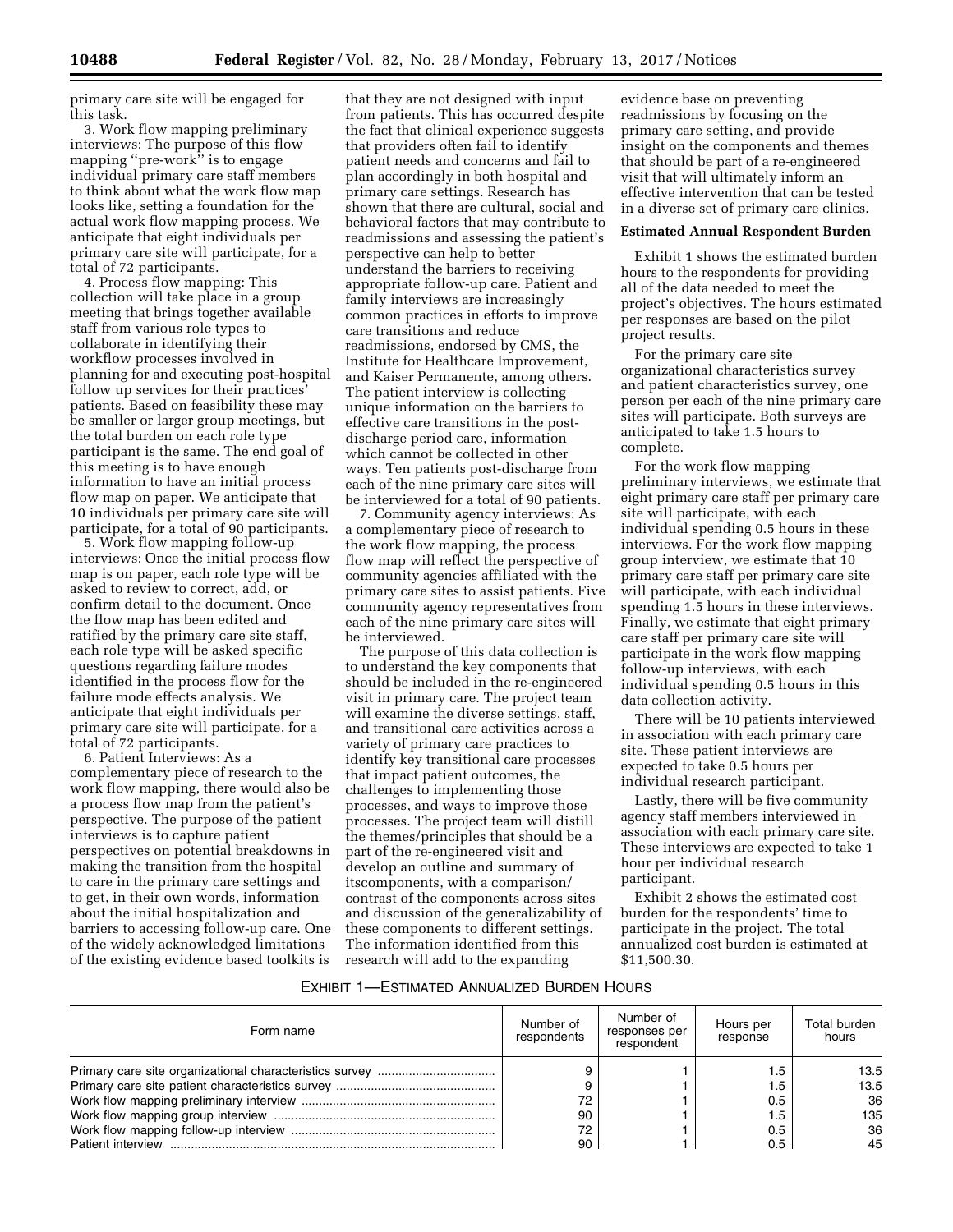primary care site will be engaged for this task.

3. Work flow mapping preliminary interviews: The purpose of this flow mapping "pre-work" is to engage individual primary care staff members to think about what the work flow map looks like, setting a foundation for the actual work flow mapping process. We anticipate that eight individuals per primary care site will participate, for a total of 72 participants.

4. Process flow mapping: This collection will take place in a group meeting that brings together available staff from various role types to collaborate in identifying their workflow processes involved in planning for and executing post-hospital follow up services for their practices' patients. Based on feasibility these may be smaller or larger group meetings, but the total burden on each role type participant is the same. The end goal of this meeting is to have enough information to have an initial process flow map on paper. We anticipate that 10 individuals per primary care site will participate, for a total of 90 participants.

5. Work flow mapping follow-up interviews: Once the initial process flow map is on paper, each role type will be asked to review to correct, add, or confirm detail to the document. Once the flow map has been edited and ratified by the primary care site staff, each role type will be asked specific questions regarding failure modes identified in the process flow for the failure mode effects analysis. We anticipate that eight individuals per primary care site will participate, for a total of 72 participants.

6. Patient Interviews: As a complementary piece of research to the work flow mapping, there would also be a process flow map from the patient's perspective. The purpose of the patient interviews is to capture patient perspectives on potential breakdowns in making the transition from the hospital to care in the primary care settings and to get, in their own words, information about the initial hospitalization and barriers to accessing follow-up care. One of the widely acknowledged limitations of the existing evidence based toolkits is that they are not designed with input from patients. This has occurred despite the fact that clinical experience suggests that providers often fail to identify patient needs and concerns and fail to plan accordingly in both hospital and primary care settings. Research has shown that there are cultural, social and behavioral factors that may contribute to readmissions and assessing the patient's perspective can help to better understand the barriers to receiving appropriate follow-up care. Patient and family interviews are increasingly common practices in efforts to improve care transitions and reduce readmissions, endorsed by CMS, the Institute for Healthcare Improvement, and Kaiser Permanente, among others. The patient interview is collecting unique information on the barriers to effective care transitions in the post-discharge period care, information which cannot be collected in other ways. Ten patients post-discharge from each of the nine primary care sites will be interviewed for a total of 90 patients.

7. Community agency interviews: As a complementary piece of research to the work flow mapping, the process flow map will reflect the perspective of community agencies affiliated with the primary care sites to assist patients. Five community agency representatives from each of the nine primary care sites will be interviewed.

The purpose of this data collection is to understand the key components that should be included in the re-engineered visit in primary care. The project team will examine the diverse settings, staff, and transitional care activities across a variety of primary care practices to identify key transitional care processes that impact patient outcomes, the challenges to implementing those processes, and ways to improve those processes. The project team will distill the themes/principles that should be a part of the re-engineered visit and develop an outline and summary of itscomponents, with a comparison/contrast of the components across sites and discussion of the generalizability of these components to different settings. The information identified from this research will add to the expanding evidence base on preventing readmissions by focusing on the primary care setting, and provide insight on the components and themes that should be part of a re-engineered visit that will ultimately inform an effective intervention that can be tested in a diverse set of primary care clinics.

**Estimated Annual Respondent Burden**

Exhibit 1 shows the estimated burden hours to the respondents for providing all of the data needed to meet the project's objectives. The hours estimated per responses are based on the pilot project results.

For the primary care site organizational characteristics survey and patient characteristics survey, one person per each of the nine primary care sites will participate. Both surveys are anticipated to take 1.5 hours to complete.

For the work flow mapping preliminary interviews, we estimate that eight primary care staff per primary care site will participate, with each individual spending 0.5 hours in these interviews. For the work flow mapping group interview, we estimate that 10 primary care staff per primary care site will participate, with each individual spending 1.5 hours in these interviews. Finally, we estimate that eight primary care staff per primary care site will participate in the work flow mapping follow-up interviews, with each individual spending 0.5 hours in this data collection activity.

There will be 10 patients interviewed in association with each primary care site. These patient interviews are expected to take 0.5 hours per individual research participant.

Lastly, there will be five community agency staff members interviewed in association with each primary care site. These interviews are expected to take 1 hour per individual research participant.

Exhibit 2 shows the estimated cost burden for the respondents' time to participate in the project. The total annualized cost burden is estimated at $11,500.30.

EXHIBIT 1—ESTIMATED ANNUALIZED BURDEN HOURS

| Form name | Number of respondents | Number of responses per respondent | Hours per response | Total burden hours |
|---|---|---|---|---|
| Primary care site organizational characteristics survey | 9 | 1 | 1.5 | 13.5 |
| Primary care site patient characteristics survey | 9 | 1 | 1.5 | 13.5 |
| Work flow mapping preliminary interview | 72 | 1 | 0.5 | 36 |
| Work flow mapping group interview | 90 | 1 | 1.5 | 135 |
| Work flow mapping follow-up interview | 72 | 1 | 0.5 | 36 |
| Patient interview | 90 | 1 | 0.5 | 45 |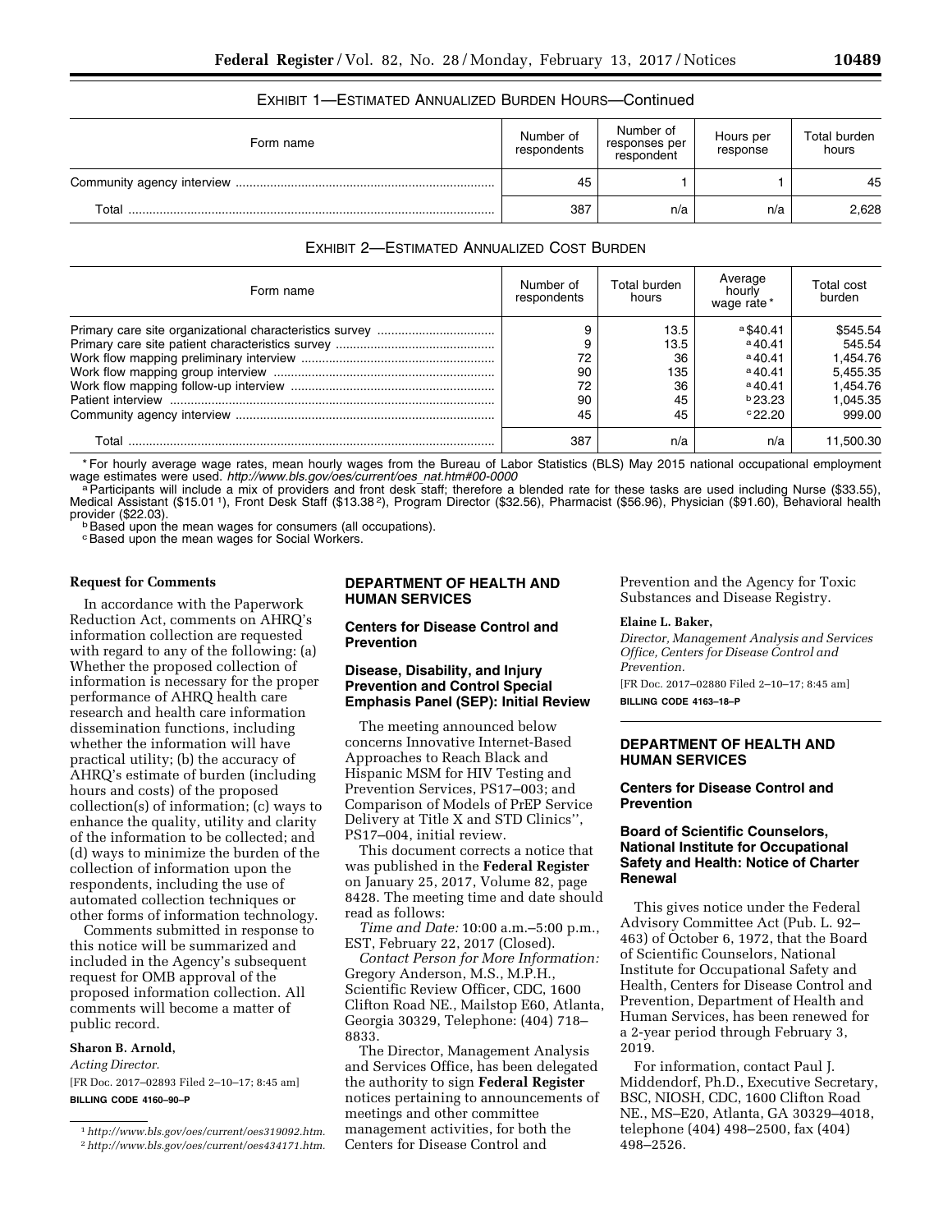EXHIBIT 1—ESTIMATED ANNUALIZED BURDEN HOURS—Continued

| Form name | Number of respondents | Number of responses per respondent | Hours per response | Total burden hours |
|---|---|---|---|---|
| Community agency interview | 45 | 1 | 1 | 45 |
| Total | 387 | n/a | n/a | 2,628 |

EXHIBIT 2—ESTIMATED ANNUALIZED COST BURDEN

| Form name | Number of respondents | Total burden hours | Average hourly wage rate * | Total cost burden |
|---|---|---|---|---|
| Primary care site organizational characteristics survey | 9 | 13.5 | [a] $40.41 | $545.54 |
| Primary care site patient characteristics survey | 9 | 13.5 | [a] 40.41 | 545.54 |
| Work flow mapping preliminary interview | 72 | 36 | [a] 40.41 | 1,454.76 |
| Work flow mapping group interview | 90 | 135 | [a] 40.41 | 5,455.35 |
| Work flow mapping follow-up interview | 72 | 36 | [a] 40.41 | 1,454.76 |
| Patient interview | 90 | 45 | [b] 23.23 | 1,045.35 |
| Community agency interview | 45 | 45 | [c] 22.20 | 999.00 |
| Total | 387 | n/a | n/a | 11,500.30 |

* For hourly average wage rates, mean hourly wages from the Bureau of Labor Statistics (BLS) May 2015 national occupational employment wage estimates were used. *http://www.bls.gov/oes/current/oes_nat.htm#00-0000*

[a] Participants will include a mix of providers and front desk staff; therefore a blended rate for these tasks are used including Nurse ($33.55), Medical Assistant ($15.01[1]), Front Desk Staff ($13.38[2]), Program Director ($32.56), Pharmacist ($56.96), Physician ($91.60), Behavioral health provider ($22.03).

[b] Based upon the mean wages for consumers (all occupations).

[c] Based upon the mean wages for Social Workers.

**Request for Comments**

In accordance with the Paperwork Reduction Act, comments on AHRQ's information collection are requested with regard to any of the following: (a) Whether the proposed collection of information is necessary for the proper performance of AHRQ health care research and health care information dissemination functions, including whether the information will have practical utility; (b) the accuracy of AHRQ's estimate of burden (including hours and costs) of the proposed collection(s) of information; (c) ways to enhance the quality, utility and clarity of the information to be collected; and (d) ways to minimize the burden of the collection of information upon the respondents, including the use of automated collection techniques or other forms of information technology.

Comments submitted in response to this notice will be summarized and included in the Agency's subsequent request for OMB approval of the proposed information collection. All comments will become a matter of public record.

**Sharon B. Arnold,**

*Acting Director.*

[FR Doc. 2017–02893 Filed 2–10–17; 8:45 am]

**BILLING CODE 4160–90–P**

[1] *http://www.bls.gov/oes/current/oes319092.htm.*

[2] *http://www.bls.gov/oes/current/oes434171.htm.*

## DEPARTMENT OF HEALTH AND HUMAN SERVICES

### Centers for Disease Control and Prevention

### Disease, Disability, and Injury Prevention and Control Special Emphasis Panel (SEP): Initial Review

The meeting announced below concerns Innovative Internet-Based Approaches to Reach Black and Hispanic MSM for HIV Testing and Prevention Services, PS17–003; and Comparison of Models of PrEP Service Delivery at Title X and STD Clinics'', PS17–004, initial review.

This document corrects a notice that was published in the **Federal Register** on January 25, 2017, Volume 82, page 8428. The meeting time and date should read as follows:

*Time and Date:* 10:00 a.m.–5:00 p.m., EST, February 22, 2017 (Closed).

*Contact Person for More Information:* Gregory Anderson, M.S., M.P.H., Scientific Review Officer, CDC, 1600 Clifton Road NE., Mailstop E60, Atlanta, Georgia 30329, Telephone: (404) 718–8833.

The Director, Management Analysis and Services Office, has been delegated the authority to sign **Federal Register** notices pertaining to announcements of meetings and other committee management activities, for both the Centers for Disease Control and Prevention and the Agency for Toxic Substances and Disease Registry.

**Elaine L. Baker,**

*Director, Management Analysis and Services Office, Centers for Disease Control and Prevention.*

[FR Doc. 2017–02880 Filed 2–10–17; 8:45 am]

**BILLING CODE 4163–18–P**

## DEPARTMENT OF HEALTH AND HUMAN SERVICES

### Centers for Disease Control and Prevention

### Board of Scientific Counselors, National Institute for Occupational Safety and Health: Notice of Charter Renewal

This gives notice under the Federal Advisory Committee Act (Pub. L. 92–463) of October 6, 1972, that the Board of Scientific Counselors, National Institute for Occupational Safety and Health, Centers for Disease Control and Prevention, Department of Health and Human Services, has been renewed for a 2-year period through February 3, 2019.

For information, contact Paul J. Middendorf, Ph.D., Executive Secretary, BSC, NIOSH, CDC, 1600 Clifton Road NE., MS–E20, Atlanta, GA 30329–4018, telephone (404) 498–2500, fax (404) 498–2526.